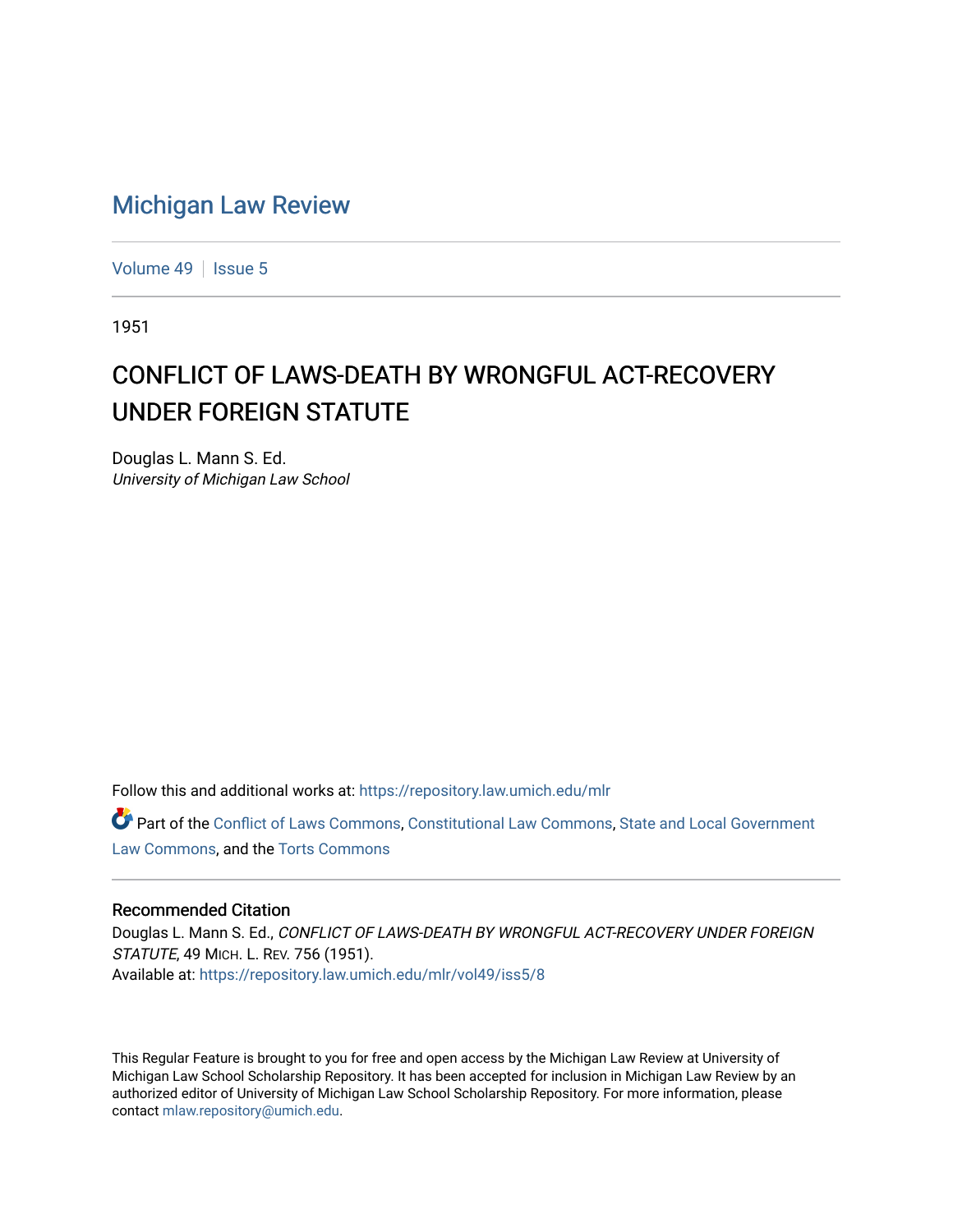# Michigan Law Review

Volume 49 | Issue 5

1951

## CONFLICT OF LAWS-DEATH BY WRONGFUL ACT-RECOVERY UNDER FOREIGN STATUTE

Douglas L. Mann S. Ed.
*University of Michigan Law School*

Follow this and additional works at: https://repository.law.umich.edu/mlr

Part of the Conflict of Laws Commons, Constitutional Law Commons, State and Local Government Law Commons, and the Torts Commons

### Recommended Citation

Douglas L. Mann S. Ed., *CONFLICT OF LAWS-DEATH BY WRONGFUL ACT-RECOVERY UNDER FOREIGN STATUTE*, 49 MICH. L. REV. 756 (1951).
Available at: https://repository.law.umich.edu/mlr/vol49/iss5/8

This Regular Feature is brought to you for free and open access by the Michigan Law Review at University of Michigan Law School Scholarship Repository. It has been accepted for inclusion in Michigan Law Review by an authorized editor of University of Michigan Law School Scholarship Repository. For more information, please contact mlaw.repository@umich.edu.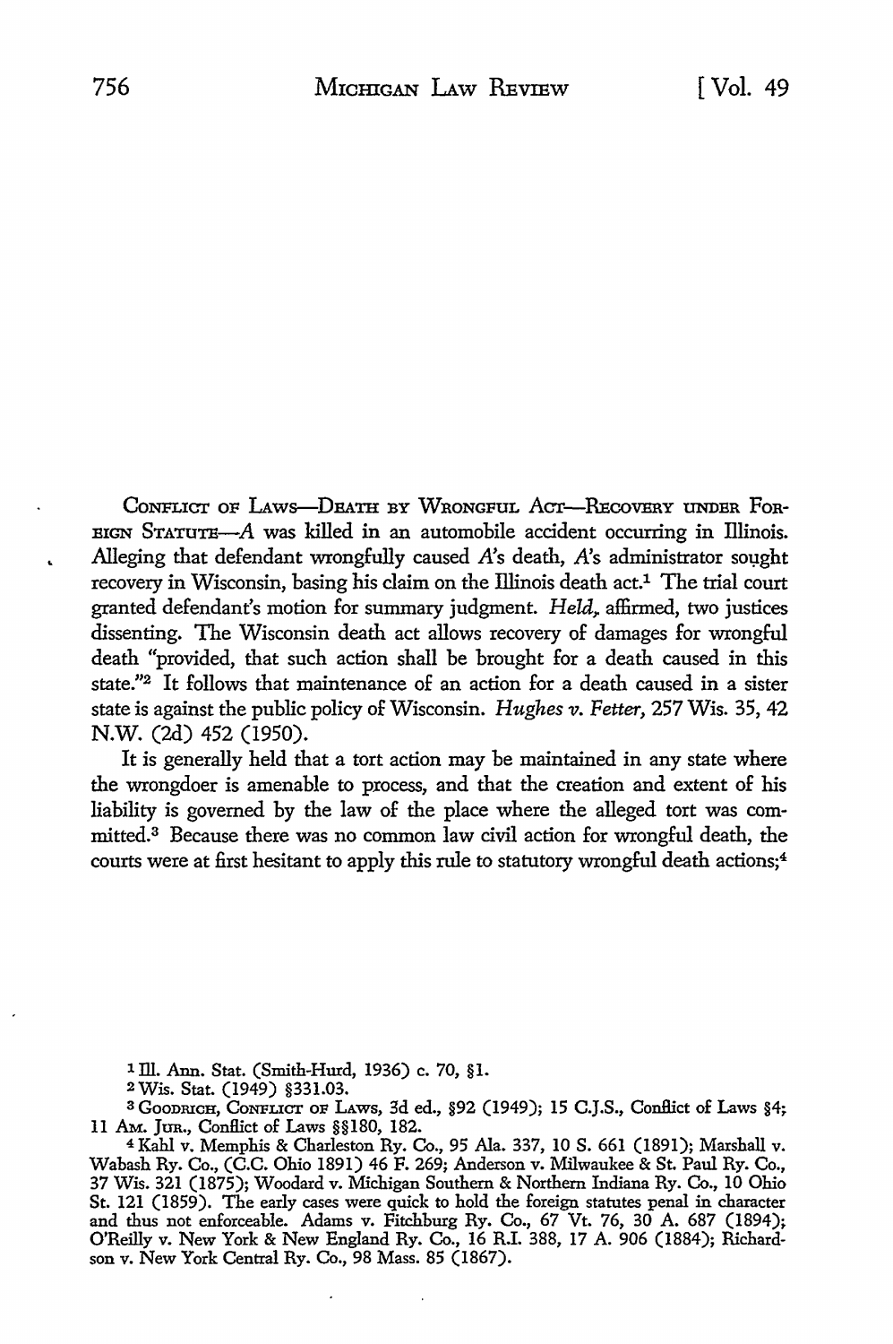CONFLICT OF LAWS—DEATH BY WRONGFUL ACT—RECOVERY UNDER FOREIGN STATUTE—*A* was killed in an automobile accident occurring in Illinois. Alleging that defendant wrongfully caused *A*'s death, *A*'s administrator sought recovery in Wisconsin, basing his claim on the Illinois death act.[1] The trial court granted defendant's motion for summary judgment. *Held*, affirmed, two justices dissenting. The Wisconsin death act allows recovery of damages for wrongful death "provided, that such action shall be brought for a death caused in this state."[2] It follows that maintenance of an action for a death caused in a sister state is against the public policy of Wisconsin. *Hughes v. Fetter*, 257 Wis. 35, 42 N.W. (2d) 452 (1950).

It is generally held that a tort action may be maintained in any state where the wrongdoer is amenable to process, and that the creation and extent of his liability is governed by the law of the place where the alleged tort was committed.[3] Because there was no common law civil action for wrongful death, the courts were at first hesitant to apply this rule to statutory wrongful death actions;[4]

---

[1] Ill. Ann. Stat. (Smith-Hurd, 1936) c. 70, §1.

[2] Wis. Stat. (1949) §331.03.

[3] GOODRICH, CONFLICT OF LAWS, 3d ed., §92 (1949); 15 C.J.S., Conflict of Laws §4; 11 AM. JUR., Conflict of Laws §§180, 182.

[4] Kahl v. Memphis & Charleston Ry. Co., 95 Ala. 337, 10 S. 661 (1891); Marshall v. Wabash Ry. Co., (C.C. Ohio 1891) 46 F. 269; Anderson v. Milwaukee & St. Paul Ry. Co., 37 Wis. 321 (1875); Woodard v. Michigan Southern & Northern Indiana Ry. Co., 10 Ohio St. 121 (1859). The early cases were quick to hold the foreign statutes penal in character and thus not enforceable. Adams v. Fitchburg Ry. Co., 67 Vt. 76, 30 A. 687 (1894); O'Reilly v. New York & New England Ry. Co., 16 R.I. 388, 17 A. 906 (1884); Richardson v. New York Central Ry. Co., 98 Mass. 85 (1867).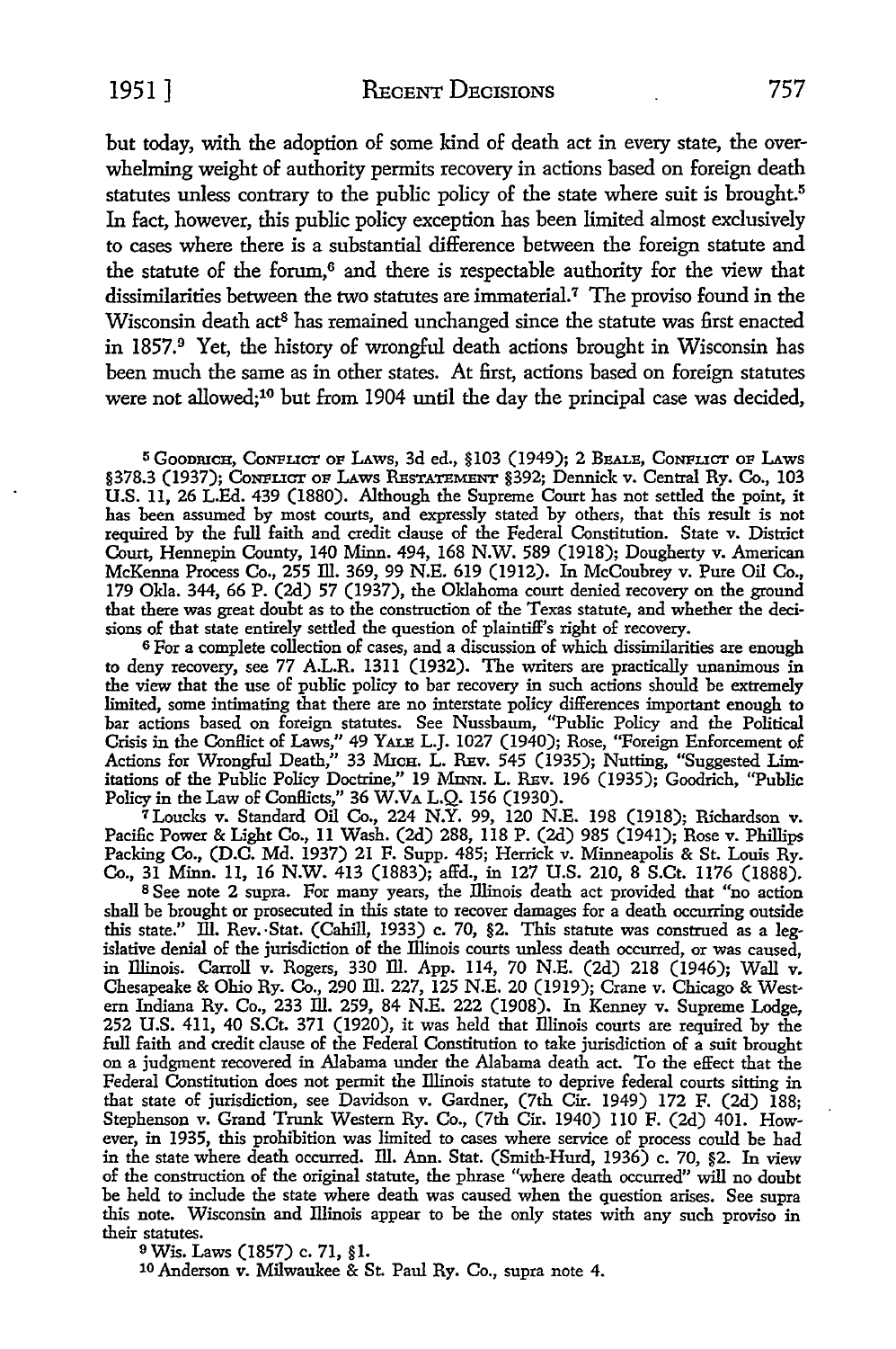but today, with the adoption of some kind of death act in every state, the overwhelming weight of authority permits recovery in actions based on foreign death statutes unless contrary to the public policy of the state where suit is brought.[5] In fact, however, this public policy exception has been limited almost exclusively to cases where there is a substantial difference between the foreign statute and the statute of the forum,[6] and there is respectable authority for the view that dissimilarities between the two statutes are immaterial.[7] The proviso found in the Wisconsin death act[8] has remained unchanged since the statute was first enacted in 1857.[9] Yet, the history of wrongful death actions brought in Wisconsin has been much the same as in other states. At first, actions based on foreign statutes were not allowed;[10] but from 1904 until the day the principal case was decided,

[5] GOODRICH, CONFLICT OF LAWS, 3d ed., §103 (1949); 2 BEALE, CONFLICT OF LAWS §378.3 (1937); CONFLICT OF LAWS RESTATEMENT §392; Dennick v. Central Ry. Co., 103 U.S. 11, 26 L.Ed. 439 (1880). Although the Supreme Court has not settled the point, it has been assumed by most courts, and expressly stated by others, that this result is not required by the full faith and credit clause of the Federal Constitution. State v. District Court, Hennepin County, 140 Minn. 494, 168 N.W. 589 (1918); Dougherty v. American McKenna Process Co., 255 Ill. 369, 99 N.E. 619 (1912). In McCoubrey v. Pure Oil Co., 179 Okla. 344, 66 P. (2d) 57 (1937), the Oklahoma court denied recovery on the ground that there was great doubt as to the construction of the Texas statute, and whether the decisions of that state entirely settled the question of plaintiff's right of recovery.

[6] For a complete collection of cases, and a discussion of which dissimilarities are enough to deny recovery, see 77 A.L.R. 1311 (1932). The writers are practically unanimous in the view that the use of public policy to bar recovery in such actions should be extremely limited, some intimating that there are no interstate policy differences important enough to bar actions based on foreign statutes. See Nussbaum, "Public Policy and the Political Crisis in the Conflict of Laws," 49 YALE L.J. 1027 (1940); Rose, "Foreign Enforcement of Actions for Wrongful Death," 33 MICH. L. REV. 545 (1935); Nutting, "Suggested Limitations of the Public Policy Doctrine," 19 MINN. L. REV. 196 (1935); Goodrich, "Public Policy in the Law of Conflicts," 36 W.VA L.Q. 156 (1930).

[7] Loucks v. Standard Oil Co., 224 N.Y. 99, 120 N.E. 198 (1918); Richardson v. Pacific Power & Light Co., 11 Wash. (2d) 288, 118 P. (2d) 985 (1941); Rose v. Phillips Packing Co., (D.C. Md. 1937) 21 F. Supp. 485; Herrick v. Minneapolis & St. Louis Ry. Co., 31 Minn. 11, 16 N.W. 413 (1883); affd., in 127 U.S. 210, 8 S.Ct. 1176 (1888).

[8] See note 2 supra. For many years, the Illinois death act provided that "no action shall be brought or prosecuted in this state to recover damages for a death occurring outside this state." Ill. Rev. Stat. (Cahill, 1933) c. 70, §2. This statute was construed as a legislative denial of the jurisdiction of the Illinois courts unless death occurred, or was caused, in Illinois. Carroll v. Rogers, 330 Ill. App. 114, 70 N.E. (2d) 218 (1946); Wall v. Chesapeake & Ohio Ry. Co., 290 Ill. 227, 125 N.E. 20 (1919); Crane v. Chicago & Western Indiana Ry. Co., 233 Ill. 259, 84 N.E. 222 (1908). In Kenney v. Supreme Lodge, 252 U.S. 411, 40 S.Ct. 371 (1920), it was held that Illinois courts are required by the full faith and credit clause of the Federal Constitution to take jurisdiction of a suit brought on a judgment recovered in Alabama under the Alabama death act. To the effect that the Federal Constitution does not permit the Illinois statute to deprive federal courts sitting in that state of jurisdiction, see Davidson v. Gardner, (7th Cir. 1949) 172 F. (2d) 188; Stephenson v. Grand Trunk Western Ry. Co., (7th Cir. 1940) 110 F. (2d) 401. However, in 1935, this prohibition was limited to cases where service of process could be had in the state where death occurred. Ill. Ann. Stat. (Smith-Hurd, 1936) c. 70, §2. In view of the construction of the original statute, the phrase "where death occurred" will no doubt be held to include the state where death was caused when the question arises. See supra this note. Wisconsin and Illinois appear to be the only states with any such proviso in their statutes.

[9] Wis. Laws (1857) c. 71, §1.

[10] Anderson v. Milwaukee & St. Paul Ry. Co., supra note 4.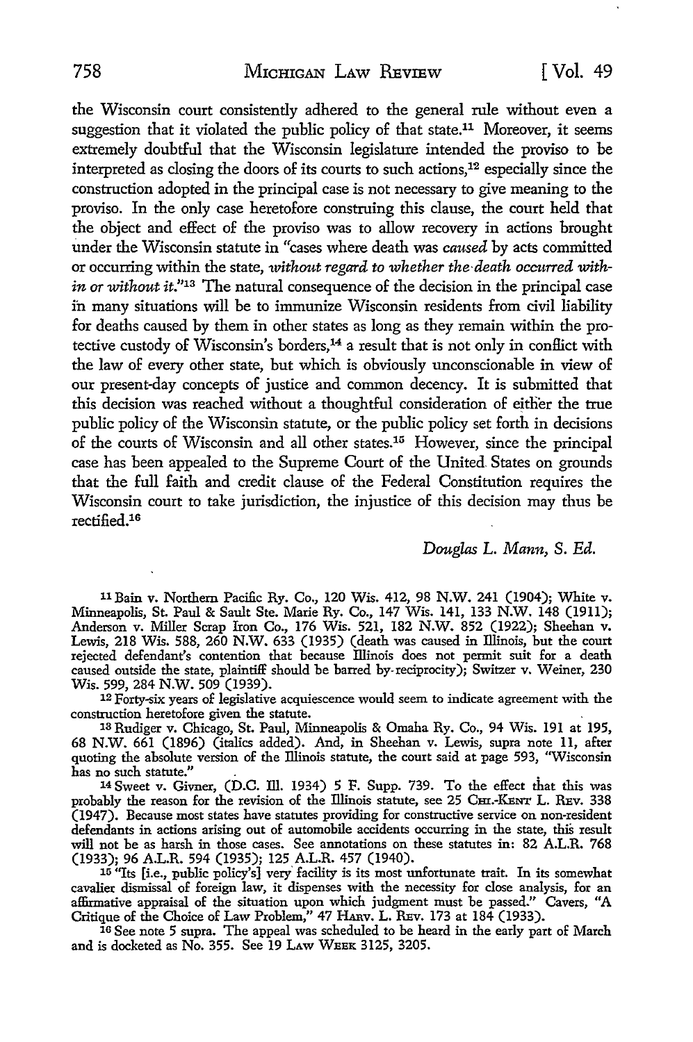the Wisconsin court consistently adhered to the general rule without even a suggestion that it violated the public policy of that state.[11] Moreover, it seems extremely doubtful that the Wisconsin legislature intended the proviso to be interpreted as closing the doors of its courts to such actions,[12] especially since the construction adopted in the principal case is not necessary to give meaning to the proviso. In the only case heretofore construing this clause, the court held that the object and effect of the proviso was to allow recovery in actions brought under the Wisconsin statute in "cases where death was *caused* by acts committed or occurring within the state, *without regard to whether the death occurred within or without it.*"[13] The natural consequence of the decision in the principal case in many situations will be to immunize Wisconsin residents from civil liability for deaths caused by them in other states as long as they remain within the protective custody of Wisconsin's borders,[14] a result that is not only in conflict with the law of every other state, but which is obviously unconscionable in view of our present-day concepts of justice and common decency. It is submitted that this decision was reached without a thoughtful consideration of either the true public policy of the Wisconsin statute, or the public policy set forth in decisions of the courts of Wisconsin and all other states.[15] However, since the principal case has been appealed to the Supreme Court of the United States on grounds that the full faith and credit clause of the Federal Constitution requires the Wisconsin court to take jurisdiction, the injustice of this decision may thus be rectified.[16]

*Douglas L. Mann, S. Ed.*

---

[11] Bain v. Northern Pacific Ry. Co., 120 Wis. 412, 98 N.W. 241 (1904); White v. Minneapolis, St. Paul & Sault Ste. Marie Ry. Co., 147 Wis. 141, 133 N.W. 148 (1911); Anderson v. Miller Scrap Iron Co., 176 Wis. 521, 182 N.W. 852 (1922); Sheehan v. Lewis, 218 Wis. 588, 260 N.W. 633 (1935) (death was caused in Illinois, but the court rejected defendant's contention that because Illinois does not permit suit for a death caused outside the state, plaintiff should be barred by reciprocity); Switzer v. Weiner, 230 Wis. 599, 284 N.W. 509 (1939).

[12] Forty-six years of legislative acquiescence would seem to indicate agreement with the construction heretofore given the statute.

[13] Rudiger v. Chicago, St. Paul, Minneapolis & Omaha Ry. Co., 94 Wis. 191 at 195, 68 N.W. 661 (1896) (italics added). And, in Sheehan v. Lewis, supra note 11, after quoting the absolute version of the Illinois statute, the court said at page 593, "Wisconsin has no such statute."

[14] Sweet v. Givner, (D.C. Ill. 1934) 5 F. Supp. 739. To the effect that this was probably the reason for the revision of the Illinois statute, see 25 CHI.-KENT L. REV. 338 (1947). Because most states have statutes providing for constructive service on non-resident defendants in actions arising out of automobile accidents occurring in the state, this result will not be as harsh in those cases. See annotations on these statutes in: 82 A.L.R. 768 (1933); 96 A.L.R. 594 (1935); 125 A.L.R. 457 (1940).

[15] "Its [i.e., public policy's] very facility is its most unfortunate trait. In its somewhat cavalier dismissal of foreign law, it dispenses with the necessity for close analysis, for an affirmative appraisal of the situation upon which judgment must be passed." Cavers, "A Critique of the Choice of Law Problem," 47 HARV. L. REV. 173 at 184 (1933).

[16] See note 5 supra. The appeal was scheduled to be heard in the early part of March and is docketed as No. 355. See 19 LAW WEEK 3125, 3205.